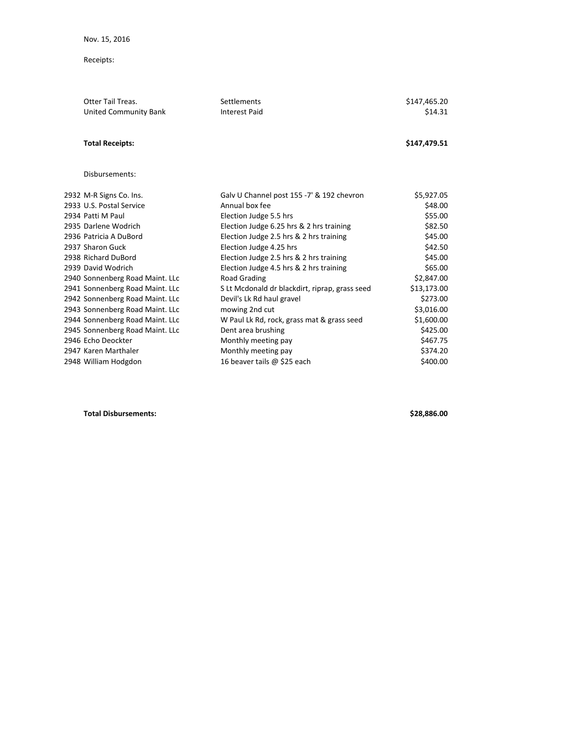Nov. 15, 2016

Receipts:

| | | |
|---|---|---|
| Otter Tail Treas. | Settlements | $147,465.20 |
| United Community Bank | Interest Paid | $14.31 |
| **Total Receipts:** | | **$147,479.51** |

Disbursements:

| | | |
|---|---|---|
| 2932 M-R Signs Co. Ins. | Galv U Channel post 155 -7' & 192 chevron | $5,927.05 |
| 2933 U.S. Postal Service | Annual box fee | $48.00 |
| 2934 Patti M Paul | Election Judge 5.5 hrs | $55.00 |
| 2935 Darlene Wodrich | Election Judge 6.25 hrs & 2 hrs training | $82.50 |
| 2936 Patricia A DuBord | Election Judge 2.5 hrs & 2 hrs training | $45.00 |
| 2937 Sharon Guck | Election Judge 4.25 hrs | $42.50 |
| 2938 Richard DuBord | Election Judge 2.5 hrs & 2 hrs training | $45.00 |
| 2939 David Wodrich | Election Judge 4.5 hrs & 2 hrs training | $65.00 |
| 2940 Sonnenberg Road Maint. LLc | Road Grading | $2,847.00 |
| 2941 Sonnenberg Road Maint. LLc | S Lt Mcdonald dr blackdirt, riprap, grass seed | $13,173.00 |
| 2942 Sonnenberg Road Maint. LLc | Devil's Lk Rd haul gravel | $273.00 |
| 2943 Sonnenberg Road Maint. LLc | mowing 2nd cut | $3,016.00 |
| 2944 Sonnenberg Road Maint. LLc | W Paul Lk Rd, rock, grass mat & grass seed | $1,600.00 |
| 2945 Sonnenberg Road Maint. LLc | Dent area brushing | $425.00 |
| 2946 Echo Deockter | Monthly meeting pay | $467.75 |
| 2947 Karen Marthaler | Monthly meeting pay | $374.20 |
| 2948 William Hodgdon | 16 beaver tails @ $25 each | $400.00 |
| **Total Disbursements:** | | **$28,886.00** |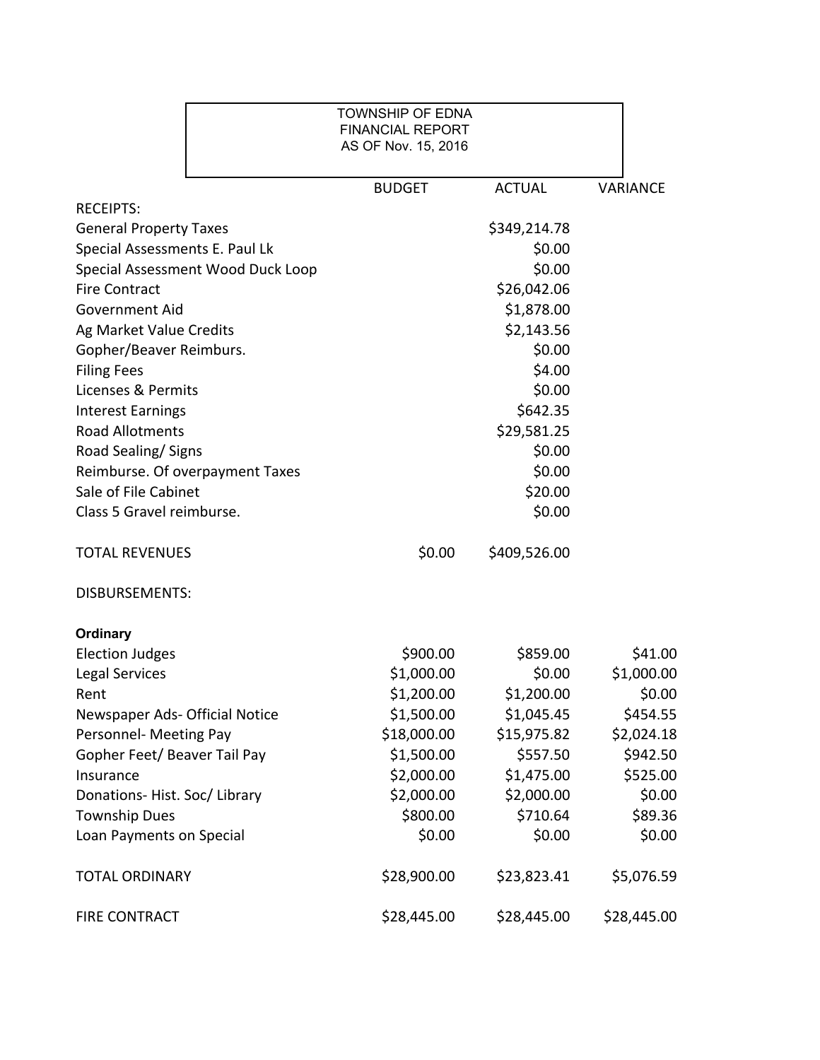TOWNSHIP OF EDNA
FINANCIAL REPORT
AS OF Nov. 15, 2016

| | BUDGET | ACTUAL | VARIANCE |
|---|---|---|---|
| RECEIPTS: | | | |
| General Property Taxes | | $349,214.78 | |
| Special Assessments E. Paul Lk | | $0.00 | |
| Special Assessment Wood Duck Loop | | $0.00 | |
| Fire Contract | | $26,042.06 | |
| Government Aid | | $1,878.00 | |
| Ag Market Value Credits | | $2,143.56 | |
| Gopher/Beaver Reimburs. | | $0.00 | |
| Filing Fees | | $4.00 | |
| Licenses & Permits | | $0.00 | |
| Interest Earnings | | $642.35 | |
| Road Allotments | | $29,581.25 | |
| Road Sealing/ Signs | | $0.00 | |
| Reimburse. Of overpayment Taxes | | $0.00 | |
| Sale of File Cabinet | | $20.00 | |
| Class 5 Gravel reimburse. | | $0.00 | |
| | | | |
| TOTAL REVENUES | $0.00 | $409,526.00 | |
| | | | |
| DISBURSEMENTS: | | | |
| | | | |
| **Ordinary** | | | |
| Election Judges | $900.00 | $859.00 | $41.00 |
| Legal Services | $1,000.00 | $0.00 | $1,000.00 |
| Rent | $1,200.00 | $1,200.00 | $0.00 |
| Newspaper Ads- Official Notice | $1,500.00 | $1,045.45 | $454.55 |
| Personnel- Meeting Pay | $18,000.00 | $15,975.82 | $2,024.18 |
| Gopher Feet/ Beaver Tail Pay | $1,500.00 | $557.50 | $942.50 |
| Insurance | $2,000.00 | $1,475.00 | $525.00 |
| Donations- Hist. Soc/ Library | $2,000.00 | $2,000.00 | $0.00 |
| Township Dues | $800.00 | $710.64 | $89.36 |
| Loan Payments on Special | $0.00 | $0.00 | $0.00 |
| | | | |
| TOTAL ORDINARY | $28,900.00 | $23,823.41 | $5,076.59 |
| | | | |
| FIRE CONTRACT | $28,445.00 | $28,445.00 | $28,445.00 |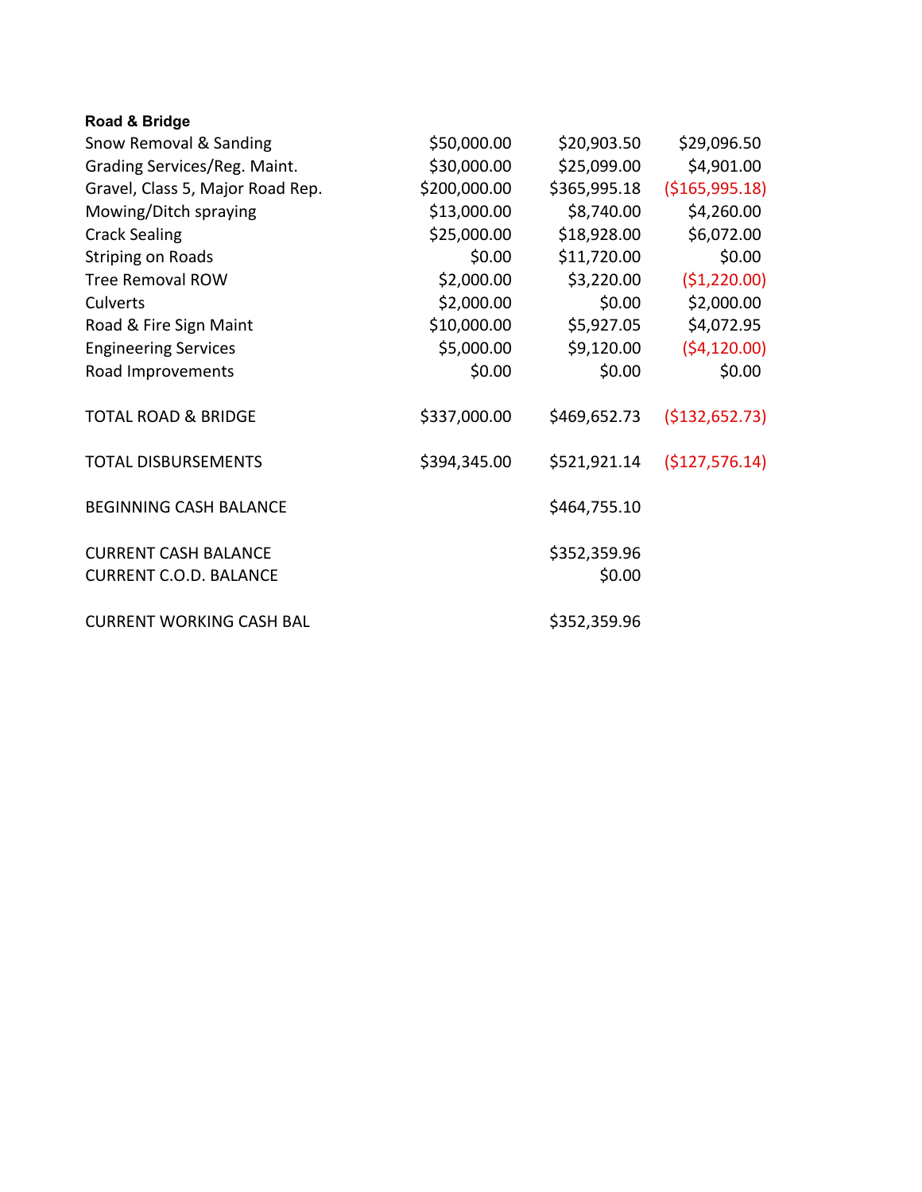| | | | |
|---|---|---|---|
| **Road & Bridge** | | | |
| Snow Removal & Sanding | $50,000.00 | $20,903.50 | $29,096.50 |
| Grading Services/Reg. Maint. | $30,000.00 | $25,099.00 | $4,901.00 |
| Gravel, Class 5, Major Road Rep. | $200,000.00 | $365,995.18 | ($165,995.18) |
| Mowing/Ditch spraying | $13,000.00 | $8,740.00 | $4,260.00 |
| Crack Sealing | $25,000.00 | $18,928.00 | $6,072.00 |
| Striping on Roads | $0.00 | $11,720.00 | $0.00 |
| Tree Removal ROW | $2,000.00 | $3,220.00 | ($1,220.00) |
| Culverts | $2,000.00 | $0.00 | $2,000.00 |
| Road & Fire Sign Maint | $10,000.00 | $5,927.05 | $4,072.95 |
| Engineering Services | $5,000.00 | $9,120.00 | ($4,120.00) |
| Road Improvements | $0.00 | $0.00 | $0.00 |
| | | | |
| TOTAL ROAD & BRIDGE | $337,000.00 | $469,652.73 | ($132,652.73) |
| | | | |
| TOTAL DISBURSEMENTS | $394,345.00 | $521,921.14 | ($127,576.14) |
| | | | |
| BEGINNING CASH BALANCE | | $464,755.10 | |
| | | | |
| CURRENT CASH BALANCE | | $352,359.96 | |
| CURRENT C.O.D. BALANCE | | $0.00 | |
| | | | |
| CURRENT WORKING CASH BAL | | $352,359.96 | |